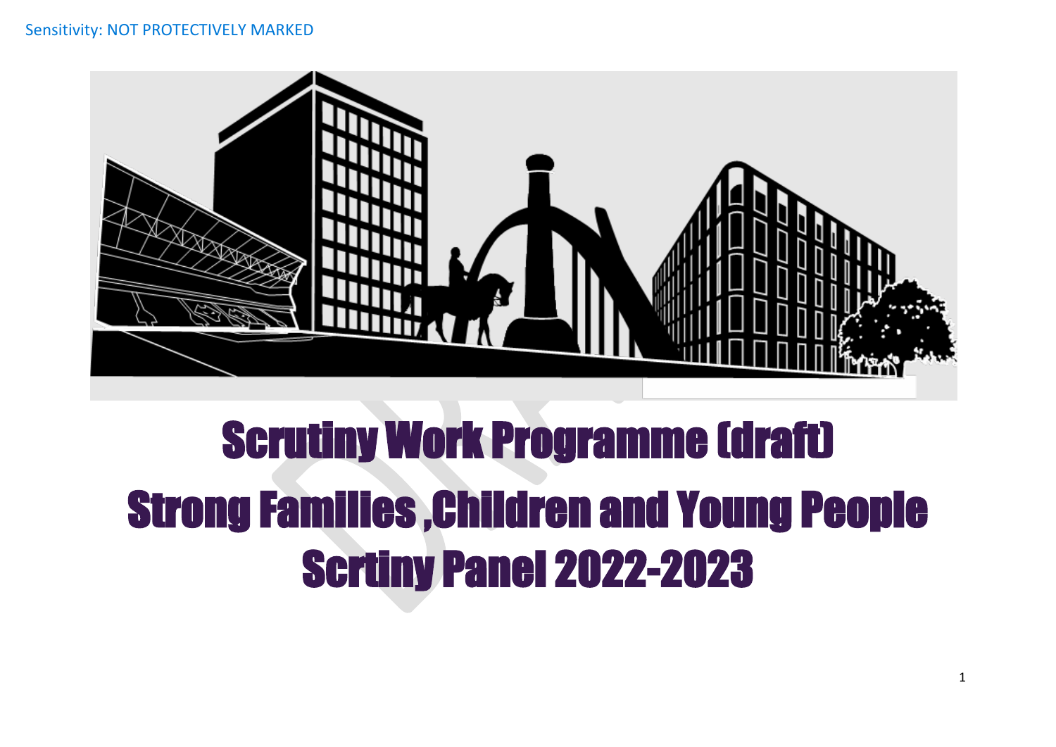Sensitivity: NOT PROTECTIVELY MARKED

# Scrutiny Work Programme (draft)
# Strong Families ,Children and Young People
# Scrtiny Panel 2022-2023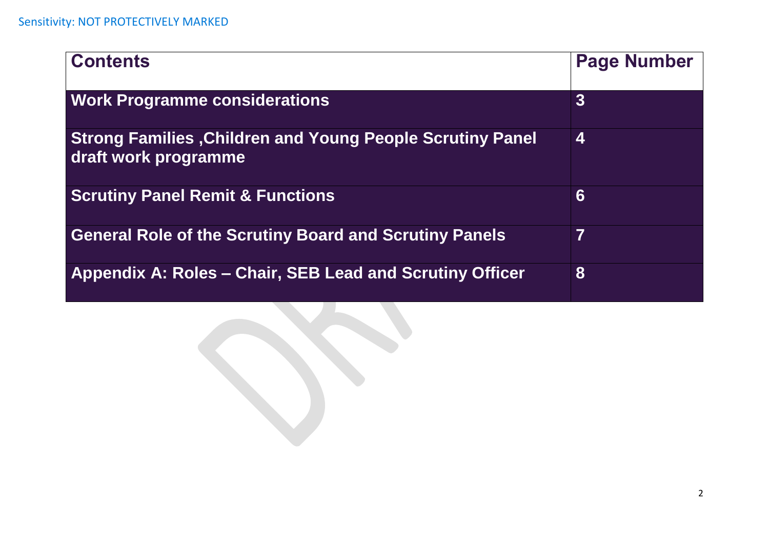| Contents | Page Number |
|---|---|
| **Work Programme considerations** | **3** |
| **Strong Families ,Children and Young People Scrutiny Panel draft work programme** | **4** |
| **Scrutiny Panel Remit & Functions** | **6** |
| **General Role of the Scrutiny Board and Scrutiny Panels** | **7** |
| **Appendix A: Roles – Chair, SEB Lead and Scrutiny Officer** | **8** |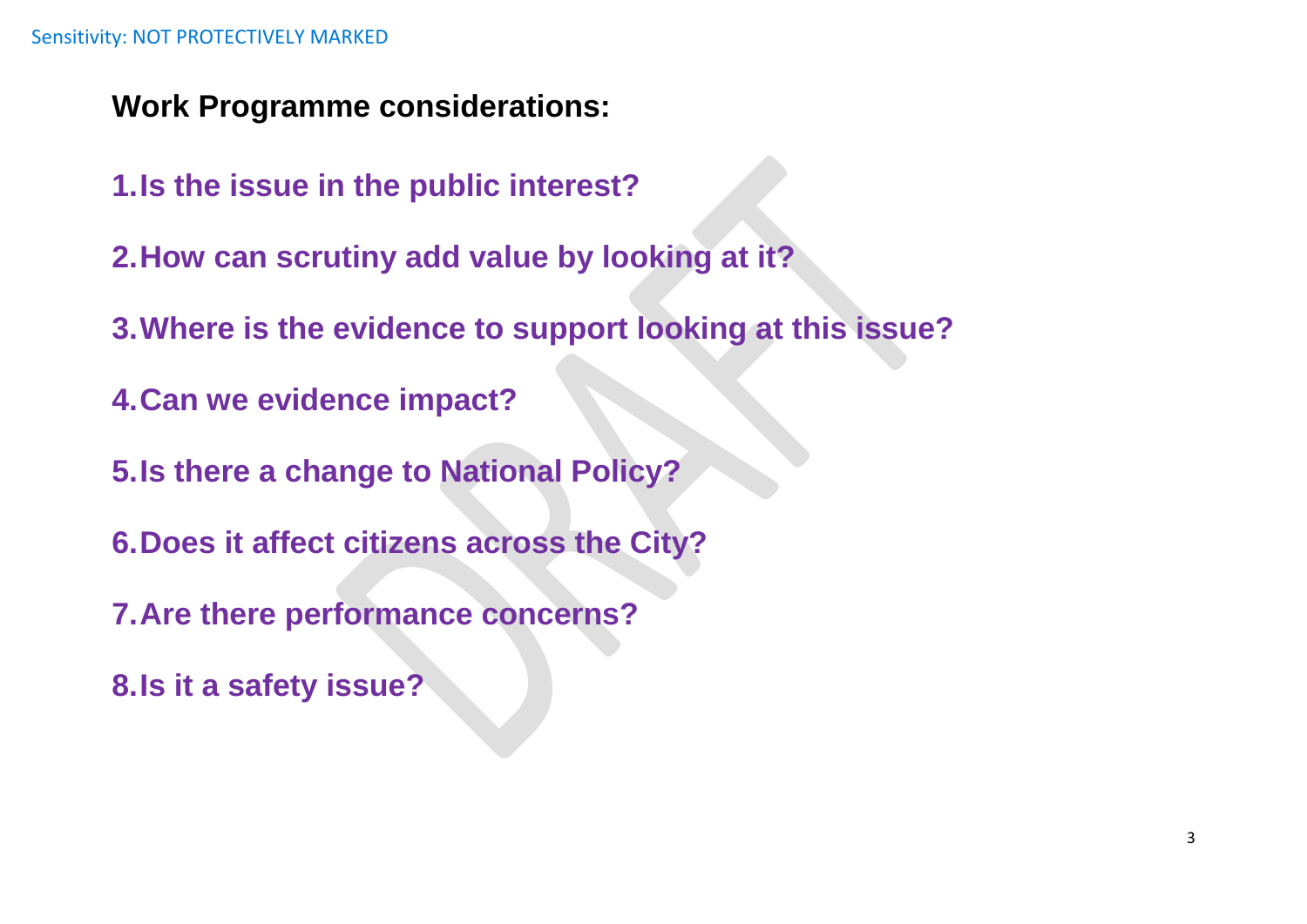## Work Programme considerations:

1. **Is the issue in the public interest?**
2. **How can scrutiny add value by looking at it?**
3. **Where is the evidence to support looking at this issue?**
4. **Can we evidence impact?**
5. **Is there a change to National Policy?**
6. **Does it affect citizens across the City?**
7. **Are there performance concerns?**
8. **Is it a safety issue?**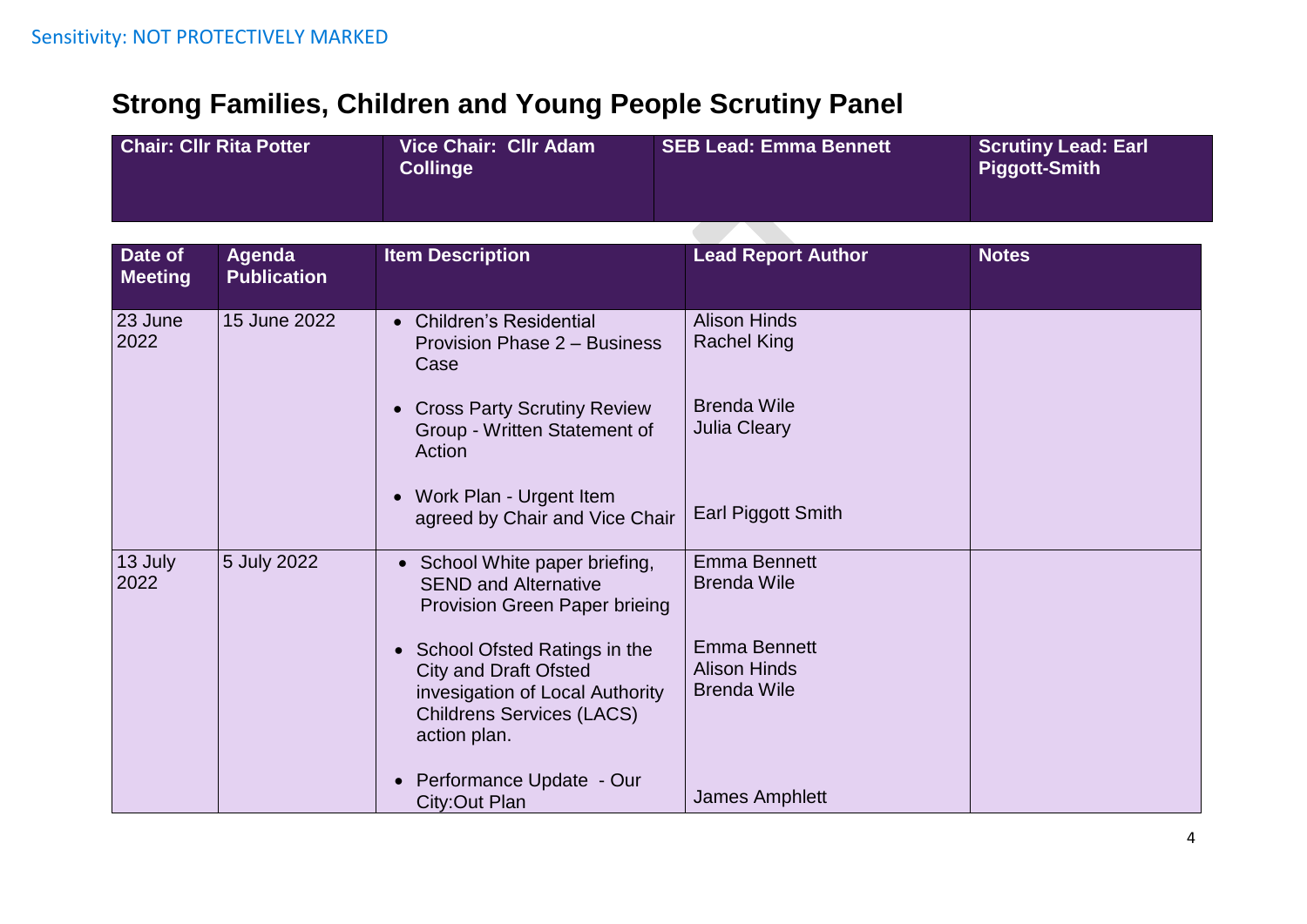Sensitivity: NOT PROTECTIVELY MARKED

# Strong Families, Children and Young People Scrutiny Panel

| Chair: Cllr Rita Potter | Vice Chair: Cllr Adam Collinge | SEB Lead: Emma Bennett | Scrutiny Lead: Earl Piggott-Smith |
|---|---|---|---|

| Date of Meeting | Agenda Publication | Item Description | Lead Report Author | Notes |
|---|---|---|---|---|
| 23 June 2022 | 15 June 2022 | • Children's Residential Provision Phase 2 – Business Case<br><br>• Cross Party Scrutiny Review Group - Written Statement of Action<br><br>• Work Plan - Urgent Item agreed by Chair and Vice Chair | Alison Hinds<br>Rachel King<br><br>Brenda Wile<br>Julia Cleary<br><br>Earl Piggott Smith | |
| 13 July 2022 | 5 July 2022 | • School White paper briefing, SEND and Alternative Provision Green Paper brieing<br><br>• School Ofsted Ratings in the City and Draft Ofsted invesigation of Local Authority Childrens Services (LACS) action plan.<br><br>• Performance Update - Our City:Out Plan | Emma Bennett<br>Brenda Wile<br><br>Emma Bennett<br>Alison Hinds<br>Brenda Wile<br><br>James Amphlett | |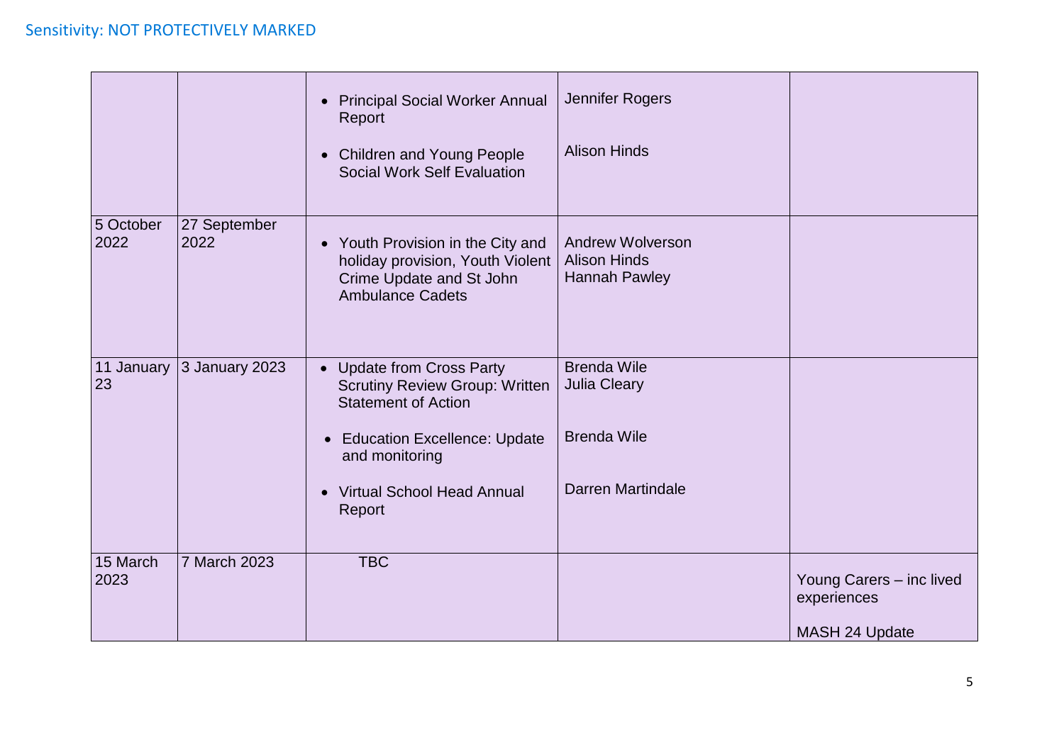| | | | | |
|---|---|---|---|---|
| | | • Principal Social Worker Annual Report<br><br>• Children and Young People Social Work Self Evaluation | Jennifer Rogers<br><br>Alison Hinds | |
| 5 October 2022 | 27 September 2022 | • Youth Provision in the City and holiday provision, Youth Violent Crime Update and St John Ambulance Cadets | Andrew Wolverson<br>Alison Hinds<br>Hannah Pawley | |
| 11 January 23 | 3 January 2023 | • Update from Cross Party Scrutiny Review Group: Written Statement of Action<br><br>• Education Excellence: Update and monitoring<br><br>• Virtual School Head Annual Report | Brenda Wile<br>Julia Cleary<br><br>Brenda Wile<br><br>Darren Martindale | |
| 15 March 2023 | 7 March 2023 | TBC | | Young Carers – inc lived experiences<br><br>MASH 24 Update |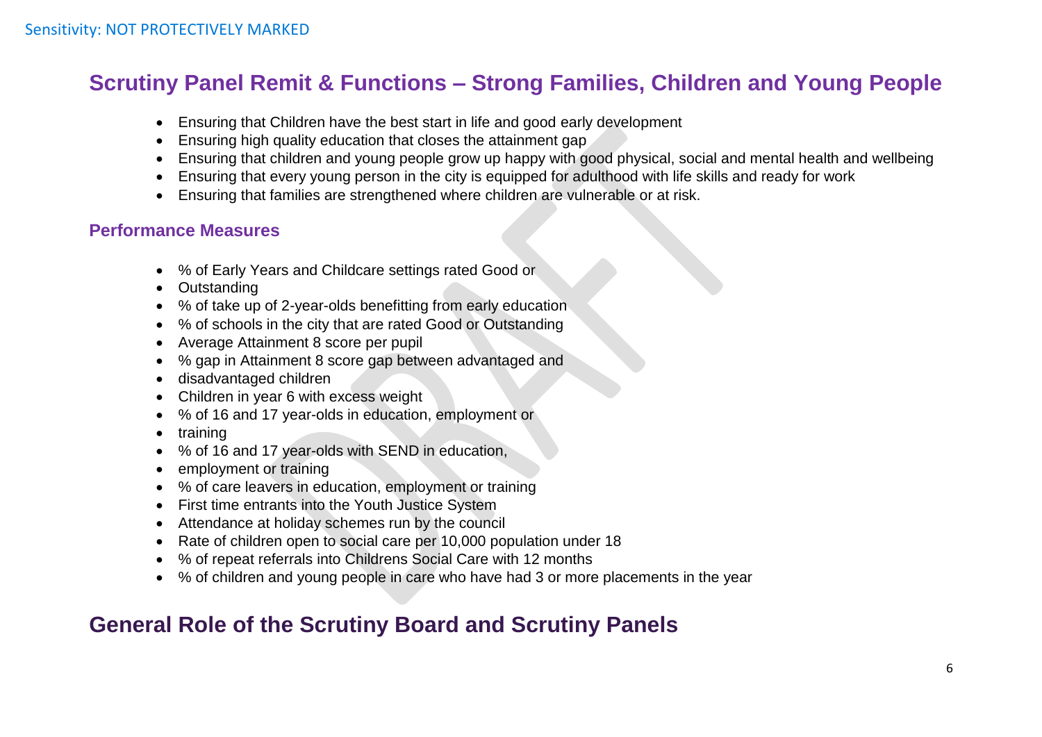## Scrutiny Panel Remit & Functions – Strong Families, Children and Young People

- Ensuring that Children have the best start in life and good early development
- Ensuring high quality education that closes the attainment gap
- Ensuring that children and young people grow up happy with good physical, social and mental health and wellbeing
- Ensuring that every young person in the city is equipped for adulthood with life skills and ready for work
- Ensuring that families are strengthened where children are vulnerable or at risk.

### Performance Measures

- % of Early Years and Childcare settings rated Good or
- Outstanding
- % of take up of 2-year-olds benefitting from early education
- % of schools in the city that are rated Good or Outstanding
- Average Attainment 8 score per pupil
- % gap in Attainment 8 score gap between advantaged and
- disadvantaged children
- Children in year 6 with excess weight
- % of 16 and 17 year-olds in education, employment or
- training
- % of 16 and 17 year-olds with SEND in education,
- employment or training
- % of care leavers in education, employment or training
- First time entrants into the Youth Justice System
- Attendance at holiday schemes run by the council
- Rate of children open to social care per 10,000 population under 18
- % of repeat referrals into Childrens Social Care with 12 months
- % of children and young people in care who have had 3 or more placements in the year

## General Role of the Scrutiny Board and Scrutiny Panels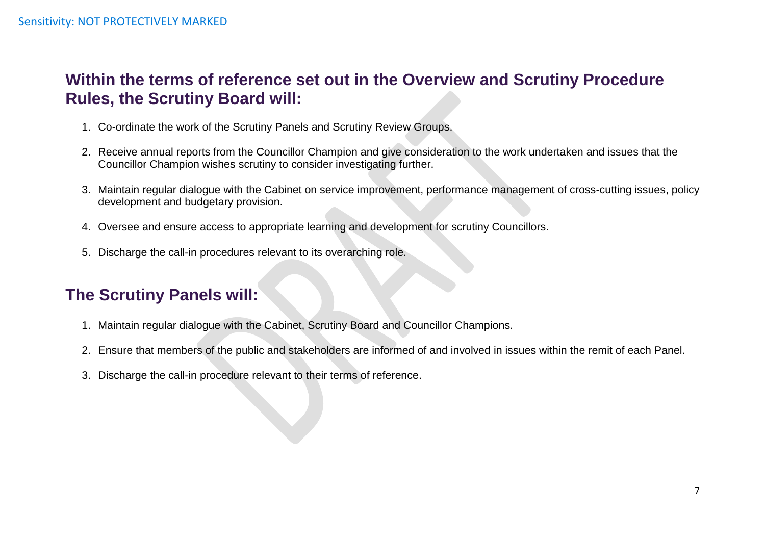## Within the terms of reference set out in the Overview and Scrutiny Procedure Rules, the Scrutiny Board will:

1. Co-ordinate the work of the Scrutiny Panels and Scrutiny Review Groups.
2. Receive annual reports from the Councillor Champion and give consideration to the work undertaken and issues that the Councillor Champion wishes scrutiny to consider investigating further.
3. Maintain regular dialogue with the Cabinet on service improvement, performance management of cross-cutting issues, policy development and budgetary provision.
4. Oversee and ensure access to appropriate learning and development for scrutiny Councillors.
5. Discharge the call-in procedures relevant to its overarching role.

## The Scrutiny Panels will:

1. Maintain regular dialogue with the Cabinet, Scrutiny Board and Councillor Champions.
2. Ensure that members of the public and stakeholders are informed of and involved in issues within the remit of each Panel.
3. Discharge the call-in procedure relevant to their terms of reference.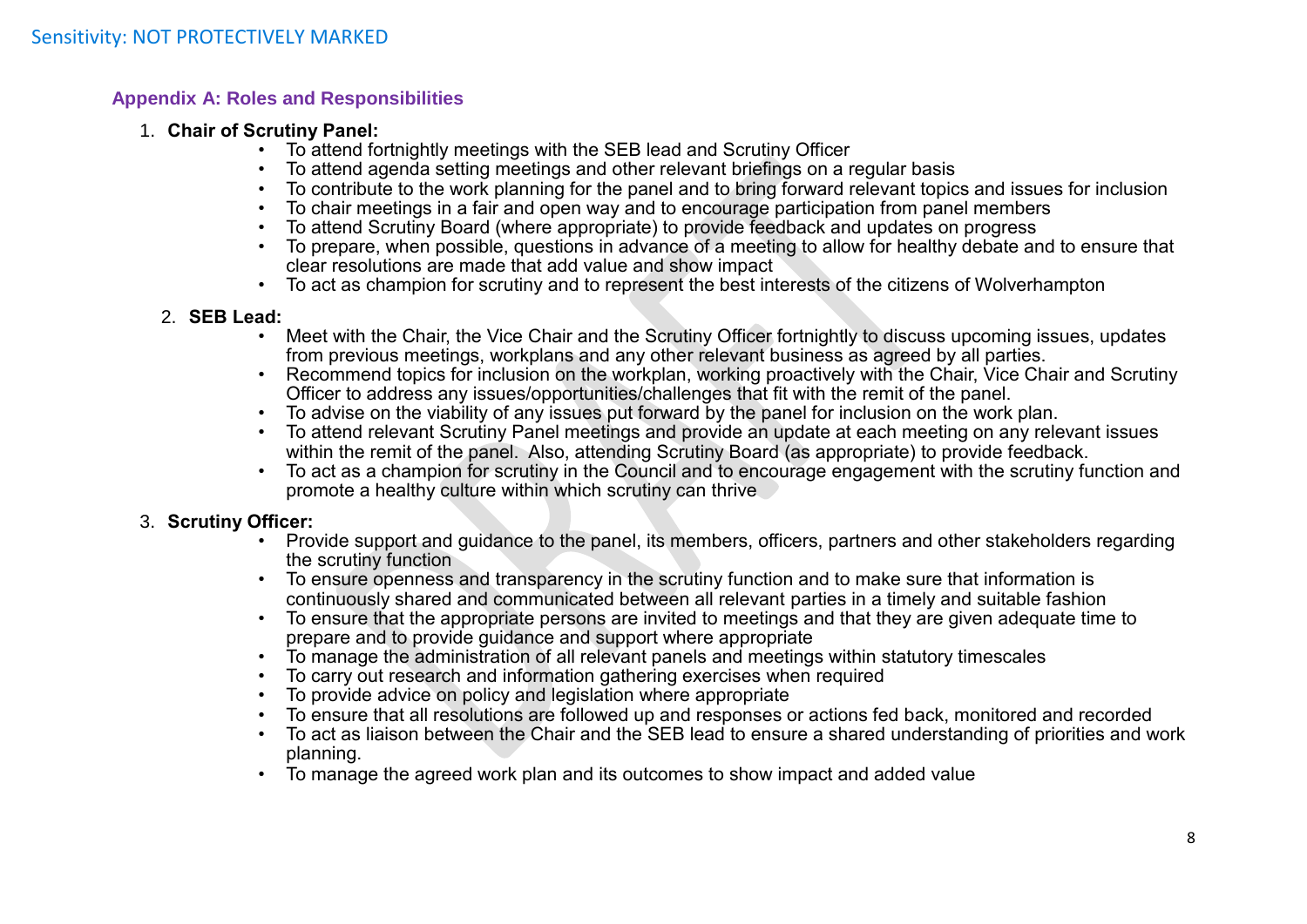Sensitivity: NOT PROTECTIVELY MARKED

## Appendix A: Roles and Responsibilities

1. **Chair of Scrutiny Panel:**
    - To attend fortnightly meetings with the SEB lead and Scrutiny Officer
    - To attend agenda setting meetings and other relevant briefings on a regular basis
    - To contribute to the work planning for the panel and to bring forward relevant topics and issues for inclusion
    - To chair meetings in a fair and open way and to encourage participation from panel members
    - To attend Scrutiny Board (where appropriate) to provide feedback and updates on progress
    - To prepare, when possible, questions in advance of a meeting to allow for healthy debate and to ensure that clear resolutions are made that add value and show impact
    - To act as champion for scrutiny and to represent the best interests of the citizens of Wolverhampton

2. **SEB Lead:**
    - Meet with the Chair, the Vice Chair and the Scrutiny Officer fortnightly to discuss upcoming issues, updates from previous meetings, workplans and any other relevant business as agreed by all parties.
    - Recommend topics for inclusion on the workplan, working proactively with the Chair, Vice Chair and Scrutiny Officer to address any issues/opportunities/challenges that fit with the remit of the panel.
    - To advise on the viability of any issues put forward by the panel for inclusion on the work plan.
    - To attend relevant Scrutiny Panel meetings and provide an update at each meeting on any relevant issues within the remit of the panel. Also, attending Scrutiny Board (as appropriate) to provide feedback.
    - To act as a champion for scrutiny in the Council and to encourage engagement with the scrutiny function and promote a healthy culture within which scrutiny can thrive

3. **Scrutiny Officer:**
    - Provide support and guidance to the panel, its members, officers, partners and other stakeholders regarding the scrutiny function
    - To ensure openness and transparency in the scrutiny function and to make sure that information is continuously shared and communicated between all relevant parties in a timely and suitable fashion
    - To ensure that the appropriate persons are invited to meetings and that they are given adequate time to prepare and to provide guidance and support where appropriate
    - To manage the administration of all relevant panels and meetings within statutory timescales
    - To carry out research and information gathering exercises when required
    - To provide advice on policy and legislation where appropriate
    - To ensure that all resolutions are followed up and responses or actions fed back, monitored and recorded
    - To act as liaison between the Chair and the SEB lead to ensure a shared understanding of priorities and work planning.
    - To manage the agreed work plan and its outcomes to show impact and added value